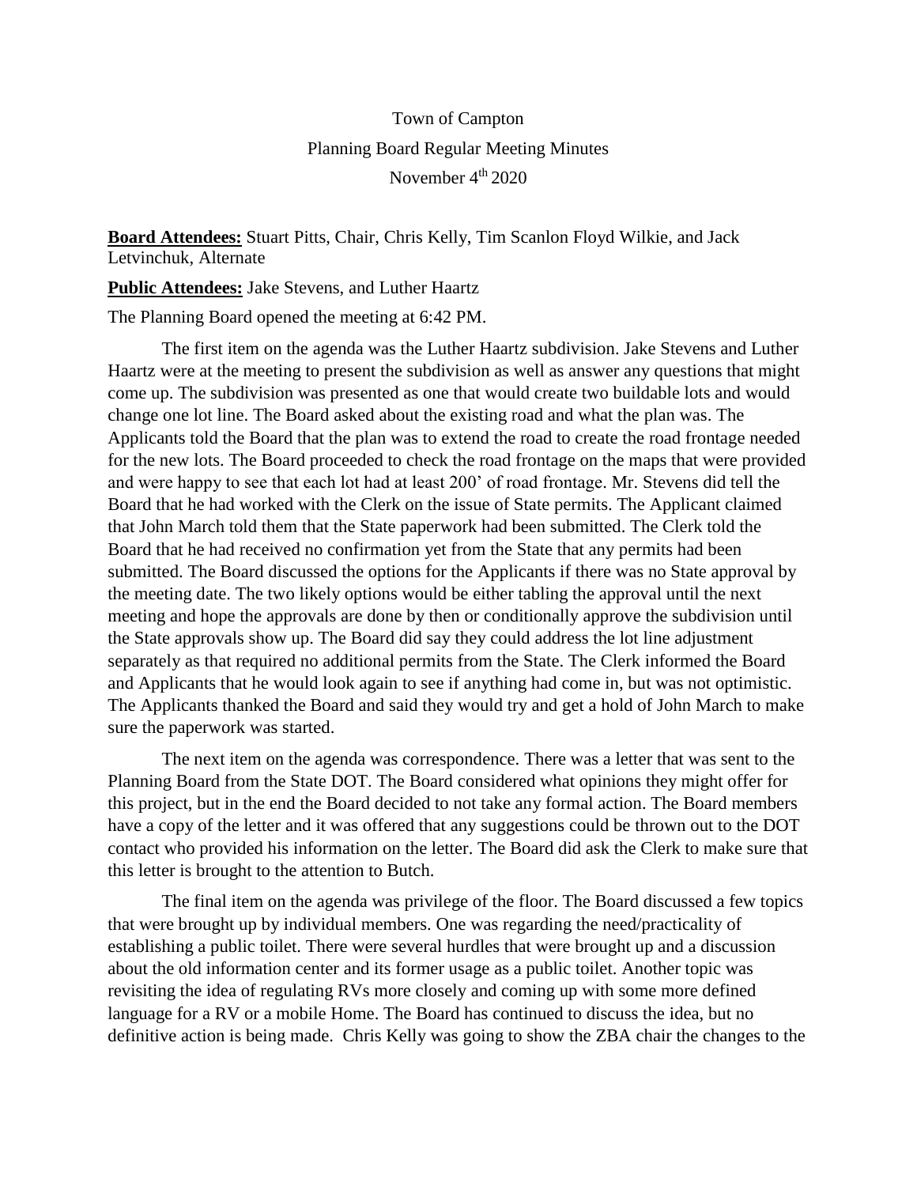# Town of Campton
## Planning Board Regular Meeting Minutes
### November 4th 2020

**Board Attendees:** Stuart Pitts, Chair, Chris Kelly, Tim Scanlon Floyd Wilkie, and Jack Letvinchuk, Alternate

**Public Attendees:** Jake Stevens, and Luther Haartz

The Planning Board opened the meeting at 6:42 PM.

The first item on the agenda was the Luther Haartz subdivision. Jake Stevens and Luther Haartz were at the meeting to present the subdivision as well as answer any questions that might come up. The subdivision was presented as one that would create two buildable lots and would change one lot line. The Board asked about the existing road and what the plan was. The Applicants told the Board that the plan was to extend the road to create the road frontage needed for the new lots. The Board proceeded to check the road frontage on the maps that were provided and were happy to see that each lot had at least 200' of road frontage. Mr. Stevens did tell the Board that he had worked with the Clerk on the issue of State permits. The Applicant claimed that John March told them that the State paperwork had been submitted. The Clerk told the Board that he had received no confirmation yet from the State that any permits had been submitted. The Board discussed the options for the Applicants if there was no State approval by the meeting date. The two likely options would be either tabling the approval until the next meeting and hope the approvals are done by then or conditionally approve the subdivision until the State approvals show up. The Board did say they could address the lot line adjustment separately as that required no additional permits from the State. The Clerk informed the Board and Applicants that he would look again to see if anything had come in, but was not optimistic. The Applicants thanked the Board and said they would try and get a hold of John March to make sure the paperwork was started.

The next item on the agenda was correspondence. There was a letter that was sent to the Planning Board from the State DOT. The Board considered what opinions they might offer for this project, but in the end the Board decided to not take any formal action. The Board members have a copy of the letter and it was offered that any suggestions could be thrown out to the DOT contact who provided his information on the letter. The Board did ask the Clerk to make sure that this letter is brought to the attention to Butch.

The final item on the agenda was privilege of the floor. The Board discussed a few topics that were brought up by individual members. One was regarding the need/practicality of establishing a public toilet. There were several hurdles that were brought up and a discussion about the old information center and its former usage as a public toilet. Another topic was revisiting the idea of regulating RVs more closely and coming up with some more defined language for a RV or a mobile Home. The Board has continued to discuss the idea, but no definitive action is being made. Chris Kelly was going to show the ZBA chair the changes to the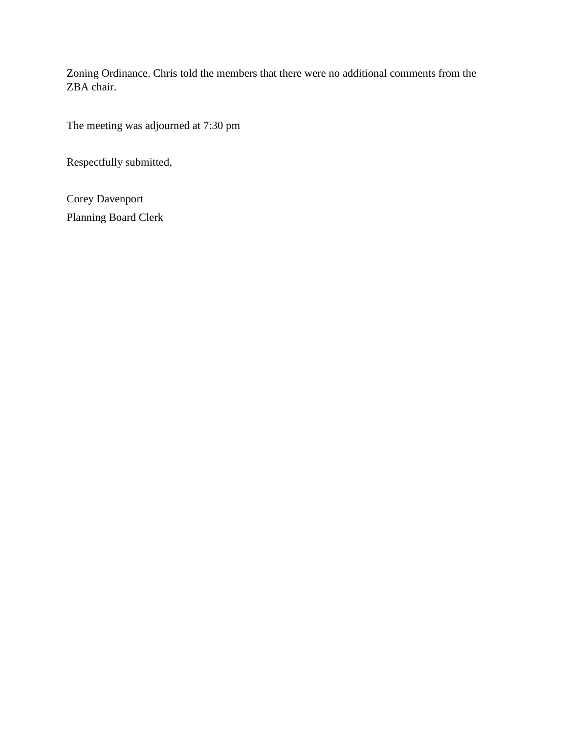Zoning Ordinance. Chris told the members that there were no additional comments from the ZBA chair.

The meeting was adjourned at 7:30 pm

Respectfully submitted,

Corey Davenport
Planning Board Clerk